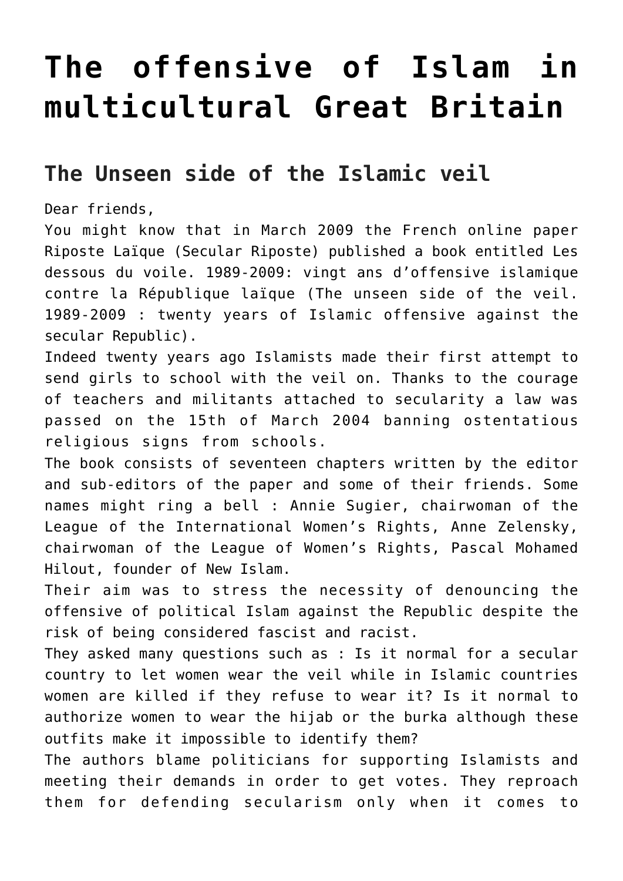# The offensive of Islam in multicultural Great Britain

## The Unseen side of the Islamic veil

Dear friends,
You might know that in March 2009 the French online paper Riposte Laïque (Secular Riposte) published a book entitled Les dessous du voile. 1989-2009: vingt ans d'offensive islamique contre la République laïque (The unseen side of the veil. 1989-2009 : twenty years of Islamic offensive against the secular Republic).
Indeed twenty years ago Islamists made their first attempt to send girls to school with the veil on. Thanks to the courage of teachers and militants attached to secularity a law was passed on the 15th of March 2004 banning ostentatious religious signs from schools.
The book consists of seventeen chapters written by the editor and sub-editors of the paper and some of their friends. Some names might ring a bell : Annie Sugier, chairwoman of the League of the International Women's Rights, Anne Zelensky, chairwoman of the League of Women's Rights, Pascal Mohamed Hilout, founder of New Islam.
Their aim was to stress the necessity of denouncing the offensive of political Islam against the Republic despite the risk of being considered fascist and racist.
They asked many questions such as : Is it normal for a secular country to let women wear the veil while in Islamic countries women are killed if they refuse to wear it? Is it normal to authorize women to wear the hijab or the burka although these outfits make it impossible to identify them?
The authors blame politicians for supporting Islamists and meeting their demands in order to get votes. They reproach them for defending secularism only when it comes to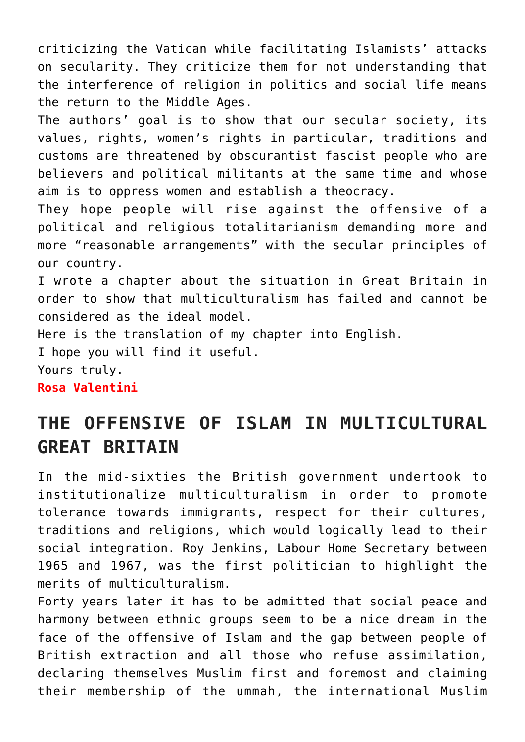criticizing the Vatican while facilitating Islamists' attacks on secularity. They criticize them for not understanding that the interference of religion in politics and social life means the return to the Middle Ages.

The authors' goal is to show that our secular society, its values, rights, women's rights in particular, traditions and customs are threatened by obscurantist fascist people who are believers and political militants at the same time and whose aim is to oppress women and establish a theocracy.

They hope people will rise against the offensive of a political and religious totalitarianism demanding more and more "reasonable arrangements" with the secular principles of our country.

I wrote a chapter about the situation in Great Britain in order to show that multiculturalism has failed and cannot be considered as the ideal model.

Here is the translation of my chapter into English.

I hope you will find it useful.

Yours truly.

**Rosa Valentini**

## THE OFFENSIVE OF ISLAM IN MULTICULTURAL GREAT BRITAIN

In the mid-sixties the British government undertook to institutionalize multiculturalism in order to promote tolerance towards immigrants, respect for their cultures, traditions and religions, which would logically lead to their social integration. Roy Jenkins, Labour Home Secretary between 1965 and 1967, was the first politician to highlight the merits of multiculturalism.

Forty years later it has to be admitted that social peace and harmony between ethnic groups seem to be a nice dream in the face of the offensive of Islam and the gap between people of British extraction and all those who refuse assimilation, declaring themselves Muslim first and foremost and claiming their membership of the ummah, the international Muslim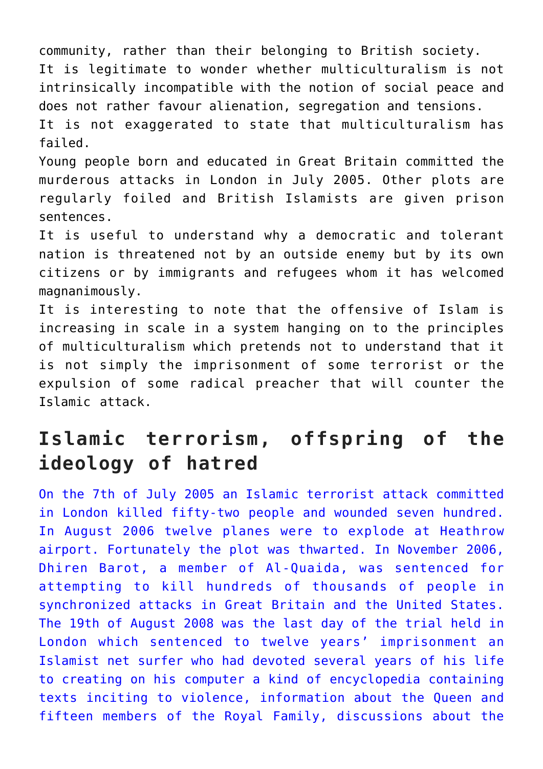community, rather than their belonging to British society.

It is legitimate to wonder whether multiculturalism is not intrinsically incompatible with the notion of social peace and does not rather favour alienation, segregation and tensions.

It is not exaggerated to state that multiculturalism has failed.

Young people born and educated in Great Britain committed the murderous attacks in London in July 2005. Other plots are regularly foiled and British Islamists are given prison sentences.

It is useful to understand why a democratic and tolerant nation is threatened not by an outside enemy but by its own citizens or by immigrants and refugees whom it has welcomed magnanimously.

It is interesting to note that the offensive of Islam is increasing in scale in a system hanging on to the principles of multiculturalism which pretends not to understand that it is not simply the imprisonment of some terrorist or the expulsion of some radical preacher that will counter the Islamic attack.

## Islamic terrorism, offspring of the ideology of hatred

On the 7th of July 2005 an Islamic terrorist attack committed in London killed fifty-two people and wounded seven hundred. In August 2006 twelve planes were to explode at Heathrow airport. Fortunately the plot was thwarted. In November 2006, Dhiren Barot, a member of Al-Quaida, was sentenced for attempting to kill hundreds of thousands of people in synchronized attacks in Great Britain and the United States. The 19th of August 2008 was the last day of the trial held in London which sentenced to twelve years' imprisonment an Islamist net surfer who had devoted several years of his life to creating on his computer a kind of encyclopedia containing texts inciting to violence, information about the Queen and fifteen members of the Royal Family, discussions about the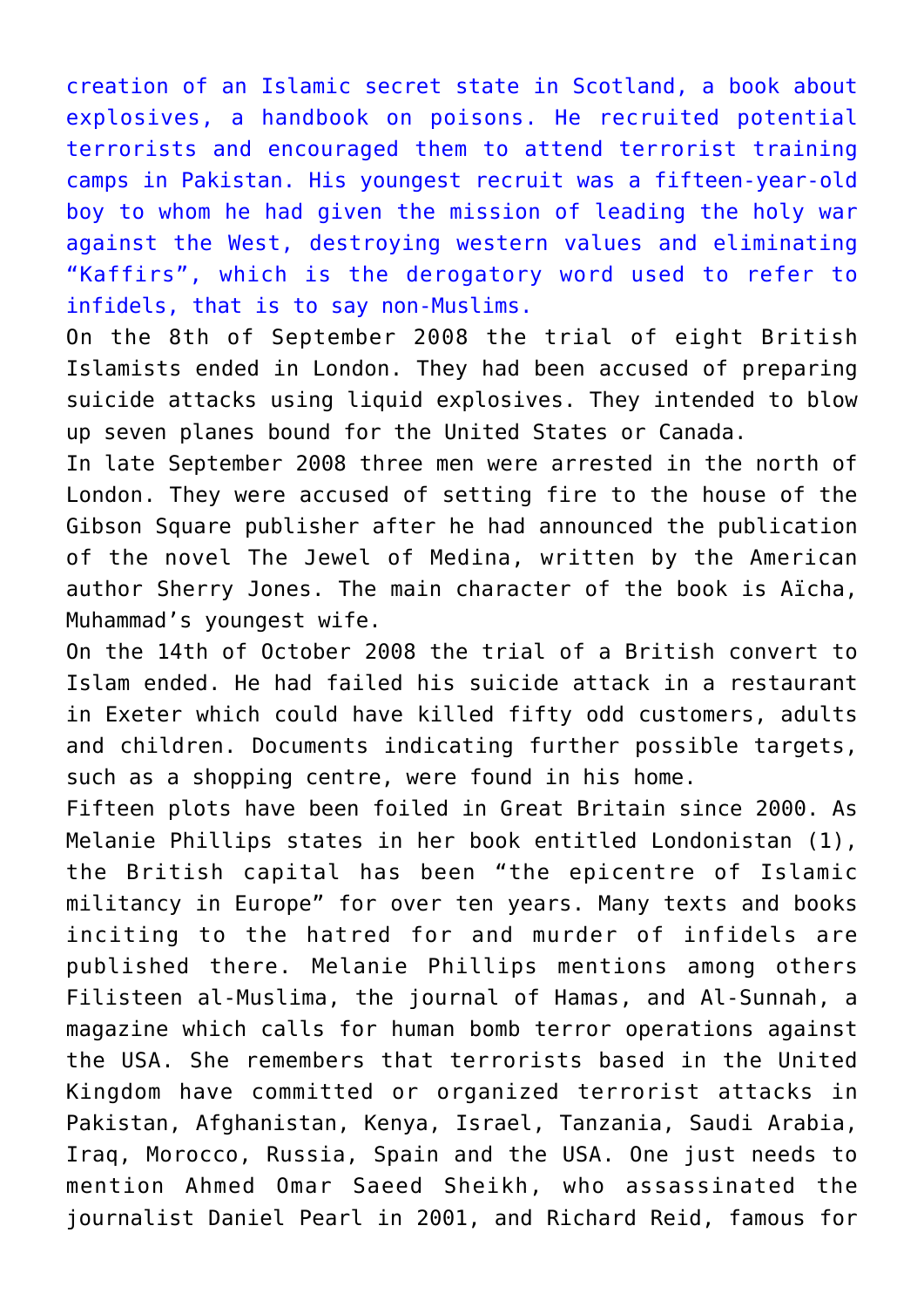creation of an Islamic secret state in Scotland, a book about explosives, a handbook on poisons. He recruited potential terrorists and encouraged them to attend terrorist training camps in Pakistan. His youngest recruit was a fifteen-year-old boy to whom he had given the mission of leading the holy war against the West, destroying western values and eliminating "Kaffirs", which is the derogatory word used to refer to infidels, that is to say non-Muslims.

On the 8th of September 2008 the trial of eight British Islamists ended in London. They had been accused of preparing suicide attacks using liquid explosives. They intended to blow up seven planes bound for the United States or Canada.

In late September 2008 three men were arrested in the north of London. They were accused of setting fire to the house of the Gibson Square publisher after he had announced the publication of the novel The Jewel of Medina, written by the American author Sherry Jones. The main character of the book is Aïcha, Muhammad's youngest wife.

On the 14th of October 2008 the trial of a British convert to Islam ended. He had failed his suicide attack in a restaurant in Exeter which could have killed fifty odd customers, adults and children. Documents indicating further possible targets, such as a shopping centre, were found in his home.

Fifteen plots have been foiled in Great Britain since 2000. As Melanie Phillips states in her book entitled Londonistan (1), the British capital has been "the epicentre of Islamic militancy in Europe" for over ten years. Many texts and books inciting to the hatred for and murder of infidels are published there. Melanie Phillips mentions among others Filisteen al-Muslima, the journal of Hamas, and Al-Sunnah, a magazine which calls for human bomb terror operations against the USA. She remembers that terrorists based in the United Kingdom have committed or organized terrorist attacks in Pakistan, Afghanistan, Kenya, Israel, Tanzania, Saudi Arabia, Iraq, Morocco, Russia, Spain and the USA. One just needs to mention Ahmed Omar Saeed Sheikh, who assassinated the journalist Daniel Pearl in 2001, and Richard Reid, famous for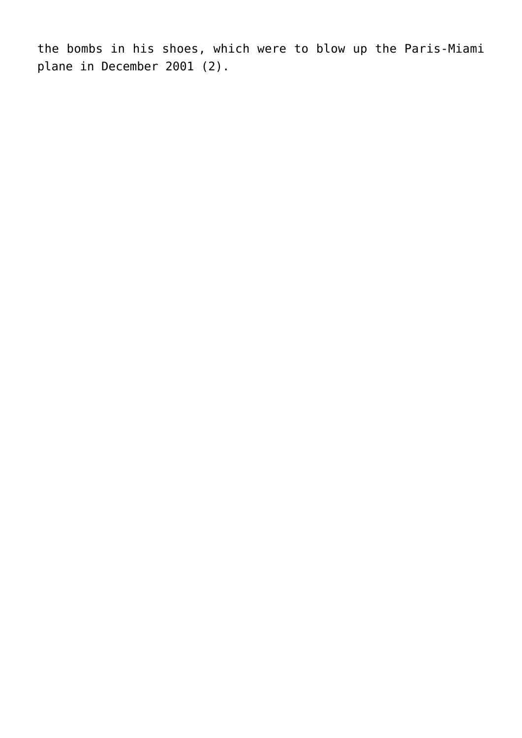the bombs in his shoes, which were to blow up the Paris-Miami plane in December 2001 (2).